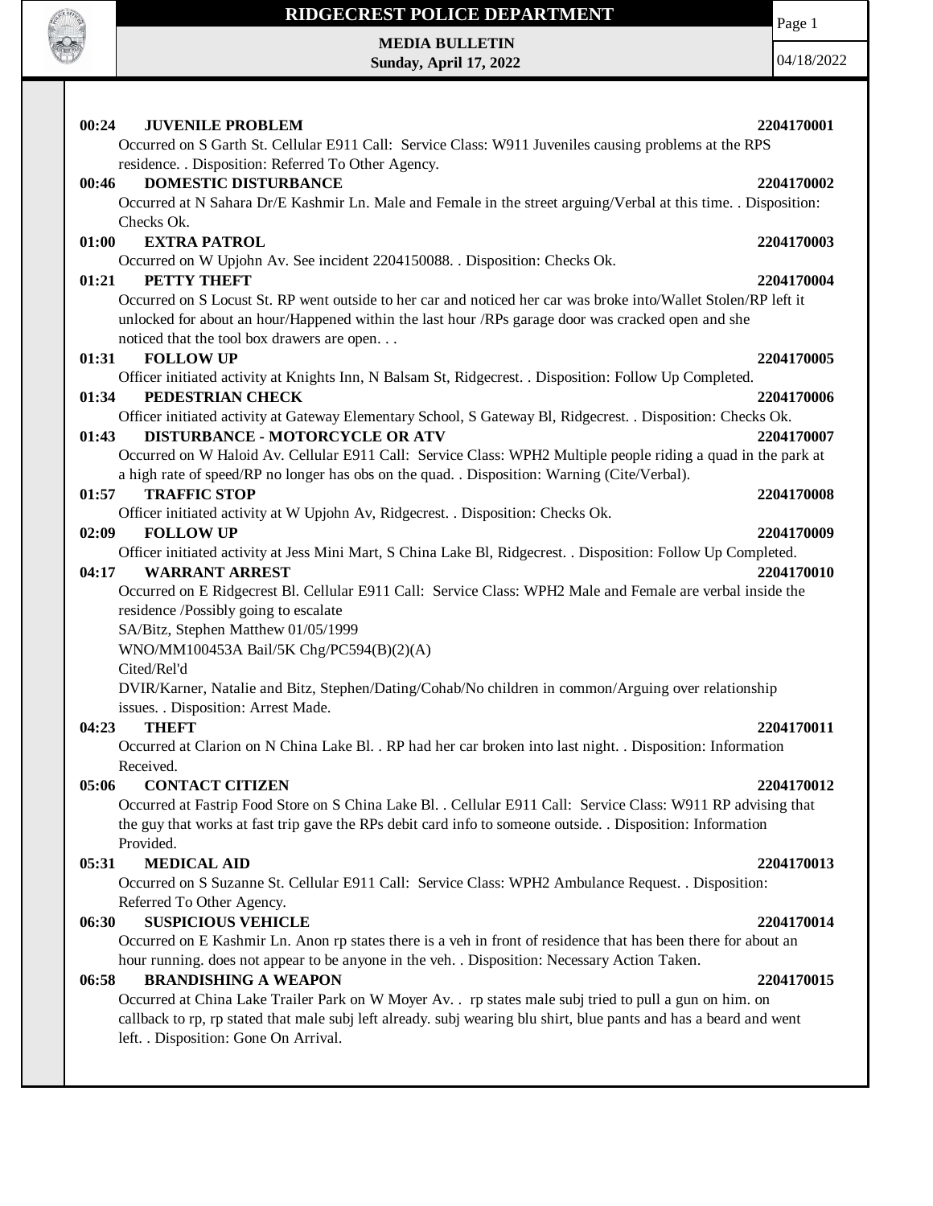# RIDGECREST POLICE DEPARTMENT

**MEDIA BULLETIN**
**Sunday, April 17, 2022**

04/18/2022

**00:24 JUVENILE PROBLEM 2204170001**
Occurred on S Garth St. Cellular E911 Call: Service Class: W911 Juveniles causing problems at the RPS residence. . Disposition: Referred To Other Agency.

**00:46 DOMESTIC DISTURBANCE 2204170002**
Occurred at N Sahara Dr/E Kashmir Ln. Male and Female in the street arguing/Verbal at this time. . Disposition: Checks Ok.

**01:00 EXTRA PATROL 2204170003**
Occurred on W Upjohn Av. See incident 2204150088. . Disposition: Checks Ok.

**01:21 PETTY THEFT 2204170004**
Occurred on S Locust St. RP went outside to her car and noticed her car was broke into/Wallet Stolen/RP left it unlocked for about an hour/Happened within the last hour /RPs garage door was cracked open and she noticed that the tool box drawers are open. . .

**01:31 FOLLOW UP 2204170005**
Officer initiated activity at Knights Inn, N Balsam St, Ridgecrest. . Disposition: Follow Up Completed.

**01:34 PEDESTRIAN CHECK 2204170006**
Officer initiated activity at Gateway Elementary School, S Gateway Bl, Ridgecrest. . Disposition: Checks Ok.

**01:43 DISTURBANCE - MOTORCYCLE OR ATV 2204170007**
Occurred on W Haloid Av. Cellular E911 Call: Service Class: WPH2 Multiple people riding a quad in the park at a high rate of speed/RP no longer has obs on the quad. . Disposition: Warning (Cite/Verbal).

**01:57 TRAFFIC STOP 2204170008**
Officer initiated activity at W Upjohn Av, Ridgecrest. . Disposition: Checks Ok.

**02:09 FOLLOW UP 2204170009**
Officer initiated activity at Jess Mini Mart, S China Lake Bl, Ridgecrest. . Disposition: Follow Up Completed.

**04:17 WARRANT ARREST 2204170010**
Occurred on E Ridgecrest Bl. Cellular E911 Call: Service Class: WPH2 Male and Female are verbal inside the residence /Possibly going to escalate
SA/Bitz, Stephen Matthew 01/05/1999
WNO/MM100453A Bail/5K Chg/PC594(B)(2)(A)
Cited/Rel'd
DVIR/Karner, Natalie and Bitz, Stephen/Dating/Cohab/No children in common/Arguing over relationship issues. . Disposition: Arrest Made.

**04:23 THEFT 2204170011**
Occurred at Clarion on N China Lake Bl. . RP had her car broken into last night. . Disposition: Information Received.

**05:06 CONTACT CITIZEN 2204170012**
Occurred at Fastrip Food Store on S China Lake Bl. . Cellular E911 Call: Service Class: W911 RP advising that the guy that works at fast trip gave the RPs debit card info to someone outside. . Disposition: Information Provided.

**05:31 MEDICAL AID 2204170013**
Occurred on S Suzanne St. Cellular E911 Call: Service Class: WPH2 Ambulance Request. . Disposition: Referred To Other Agency.

**06:30 SUSPICIOUS VEHICLE 2204170014**
Occurred on E Kashmir Ln. Anon rp states there is a veh in front of residence that has been there for about an hour running. does not appear to be anyone in the veh. . Disposition: Necessary Action Taken.

**06:58 BRANDISHING A WEAPON 2204170015**
Occurred at China Lake Trailer Park on W Moyer Av. . rp states male subj tried to pull a gun on him. on callback to rp, rp stated that male subj left already. subj wearing blu shirt, blue pants and has a beard and went left. . Disposition: Gone On Arrival.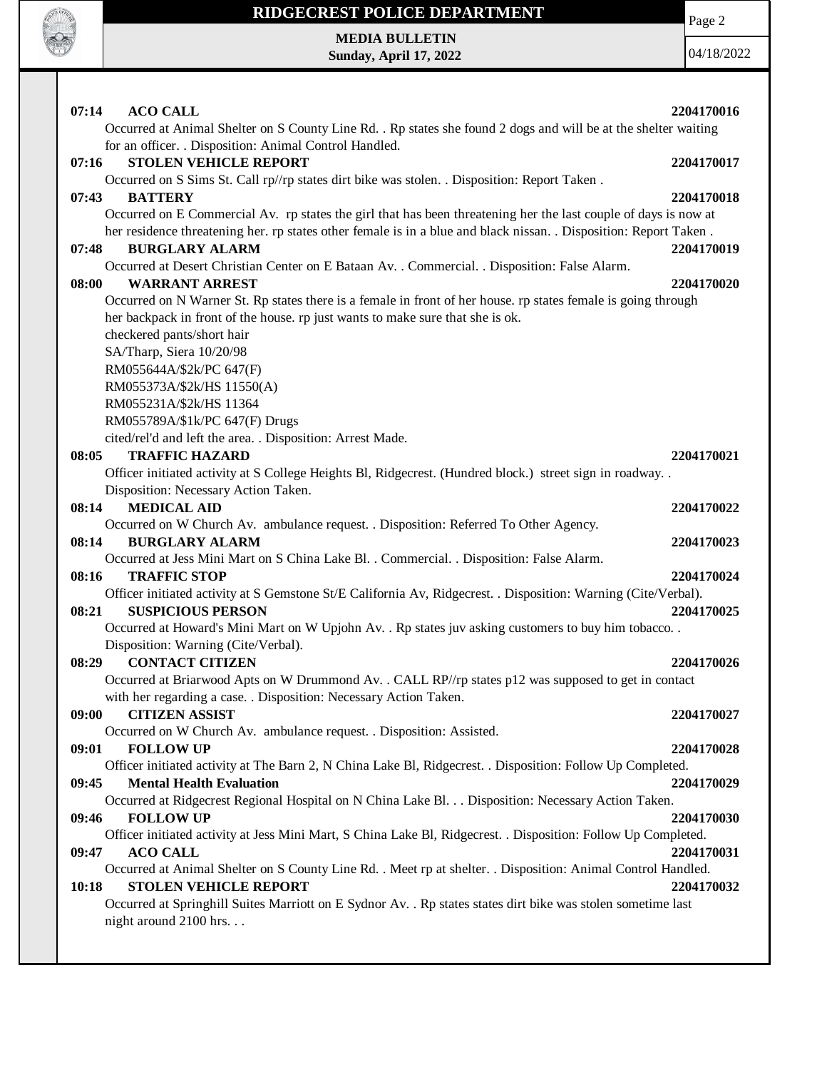**07:14 ACO CALL 2204170016**

Occurred at Animal Shelter on S County Line Rd. . Rp states she found 2 dogs and will be at the shelter waiting for an officer. . Disposition: Animal Control Handled.

**07:16 STOLEN VEHICLE REPORT 2204170017**

Occurred on S Sims St. Call rp//rp states dirt bike was stolen. . Disposition: Report Taken .

**07:43 BATTERY 2204170018**

Occurred on E Commercial Av. rp states the girl that has been threatening her the last couple of days is now at her residence threatening her. rp states other female is in a blue and black nissan. . Disposition: Report Taken .

**07:48 BURGLARY ALARM 2204170019**

Occurred at Desert Christian Center on E Bataan Av. . Commercial. . Disposition: False Alarm.

**08:00 WARRANT ARREST 2204170020**

Occurred on N Warner St. Rp states there is a female in front of her house. rp states female is going through her backpack in front of the house. rp just wants to make sure that she is ok.
checkered pants/short hair
SA/Tharp, Siera 10/20/98
RM055644A/$2k/PC 647(F)
RM055373A/$2k/HS 11550(A)
RM055231A/$2k/HS 11364
RM055789A/$1k/PC 647(F) Drugs
cited/rel'd and left the area. . Disposition: Arrest Made.

**08:05 TRAFFIC HAZARD 2204170021**

Officer initiated activity at S College Heights Bl, Ridgecrest. (Hundred block.) street sign in roadway. . Disposition: Necessary Action Taken.

**08:14 MEDICAL AID 2204170022**

Occurred on W Church Av. ambulance request. . Disposition: Referred To Other Agency.

**08:14 BURGLARY ALARM 2204170023**

Occurred at Jess Mini Mart on S China Lake Bl. . Commercial. . Disposition: False Alarm.

**08:16 TRAFFIC STOP 2204170024**

Officer initiated activity at S Gemstone St/E California Av, Ridgecrest. . Disposition: Warning (Cite/Verbal).

**08:21 SUSPICIOUS PERSON 2204170025**

Occurred at Howard's Mini Mart on W Upjohn Av. . Rp states juv asking customers to buy him tobacco. . Disposition: Warning (Cite/Verbal).

**08:29 CONTACT CITIZEN 2204170026**

Occurred at Briarwood Apts on W Drummond Av. . CALL RP//rp states p12 was supposed to get in contact with her regarding a case. . Disposition: Necessary Action Taken.

**09:00 CITIZEN ASSIST 2204170027**

Occurred on W Church Av. ambulance request. . Disposition: Assisted.

**09:01 FOLLOW UP 2204170028**

Officer initiated activity at The Barn 2, N China Lake Bl, Ridgecrest. . Disposition: Follow Up Completed.

**09:45 Mental Health Evaluation 2204170029**

Occurred at Ridgecrest Regional Hospital on N China Lake Bl. . . Disposition: Necessary Action Taken.

**09:46 FOLLOW UP 2204170030**

Officer initiated activity at Jess Mini Mart, S China Lake Bl, Ridgecrest. . Disposition: Follow Up Completed.

**09:47 ACO CALL 2204170031**

Occurred at Animal Shelter on S County Line Rd. . Meet rp at shelter. . Disposition: Animal Control Handled.

**10:18 STOLEN VEHICLE REPORT 2204170032**

Occurred at Springhill Suites Marriott on E Sydnor Av. . Rp states states dirt bike was stolen sometime last night around 2100 hrs. . .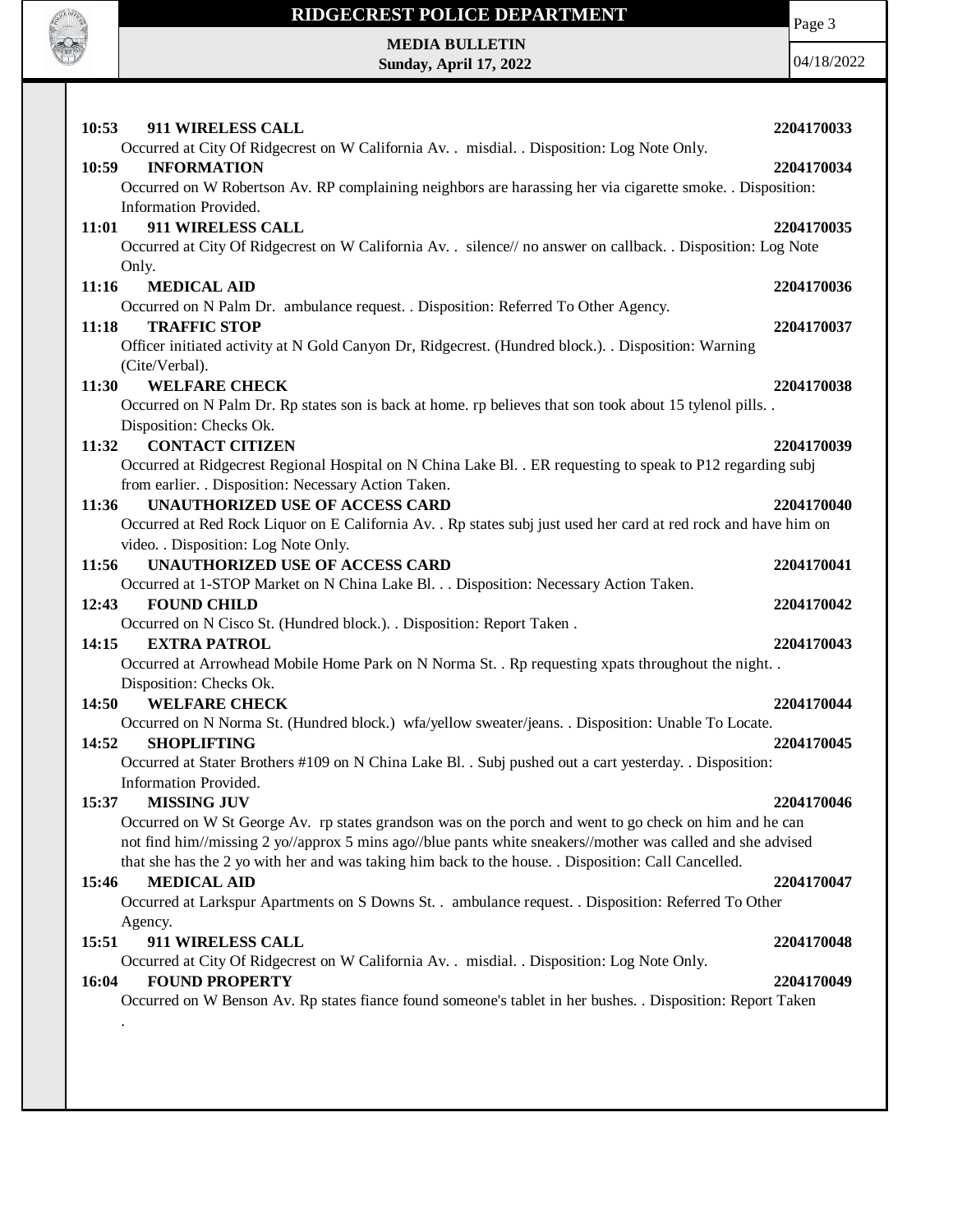**10:53 911 WIRELESS CALL** **2204170033**

Occurred at City Of Ridgecrest on W California Av. . misdial. . Disposition: Log Note Only.

**10:59 INFORMATION** **2204170034**

Occurred on W Robertson Av. RP complaining neighbors are harassing her via cigarette smoke. . Disposition: Information Provided.

**11:01 911 WIRELESS CALL** **2204170035**

Occurred at City Of Ridgecrest on W California Av. . silence// no answer on callback. . Disposition: Log Note Only.

**11:16 MEDICAL AID** **2204170036**

Occurred on N Palm Dr. ambulance request. . Disposition: Referred To Other Agency.

**11:18 TRAFFIC STOP** **2204170037**

Officer initiated activity at N Gold Canyon Dr, Ridgecrest. (Hundred block.). . Disposition: Warning (Cite/Verbal).

**11:30 WELFARE CHECK** **2204170038**

Occurred on N Palm Dr. Rp states son is back at home. rp believes that son took about 15 tylenol pills. . Disposition: Checks Ok.

**11:32 CONTACT CITIZEN** **2204170039**

Occurred at Ridgecrest Regional Hospital on N China Lake Bl. . ER requesting to speak to P12 regarding subj from earlier. . Disposition: Necessary Action Taken.

**11:36 UNAUTHORIZED USE OF ACCESS CARD** **2204170040**

Occurred at Red Rock Liquor on E California Av. . Rp states subj just used her card at red rock and have him on video. . Disposition: Log Note Only.

**11:56 UNAUTHORIZED USE OF ACCESS CARD** **2204170041**

Occurred at 1-STOP Market on N China Lake Bl. . . Disposition: Necessary Action Taken.

**12:43 FOUND CHILD** **2204170042**

Occurred on N Cisco St. (Hundred block.). . Disposition: Report Taken .

**14:15 EXTRA PATROL** **2204170043**

Occurred at Arrowhead Mobile Home Park on N Norma St. . Rp requesting xpats throughout the night. . Disposition: Checks Ok.

**14:50 WELFARE CHECK** **2204170044**

Occurred on N Norma St. (Hundred block.) wfa/yellow sweater/jeans. . Disposition: Unable To Locate.

**14:52 SHOPLIFTING** **2204170045**

Occurred at Stater Brothers #109 on N China Lake Bl. . Subj pushed out a cart yesterday. . Disposition: Information Provided.

**15:37 MISSING JUV** **2204170046**

Occurred on W St George Av. rp states grandson was on the porch and went to go check on him and he can not find him//missing 2 yo//approx 5 mins ago//blue pants white sneakers//mother was called and she advised that she has the 2 yo with her and was taking him back to the house. . Disposition: Call Cancelled.

**15:46 MEDICAL AID** **2204170047**

Occurred at Larkspur Apartments on S Downs St. . ambulance request. . Disposition: Referred To Other Agency.

**15:51 911 WIRELESS CALL** **2204170048**

Occurred at City Of Ridgecrest on W California Av. . misdial. . Disposition: Log Note Only.

**16:04 FOUND PROPERTY** **2204170049**

Occurred on W Benson Av. Rp states fiance found someone's tablet in her bushes. . Disposition: Report Taken .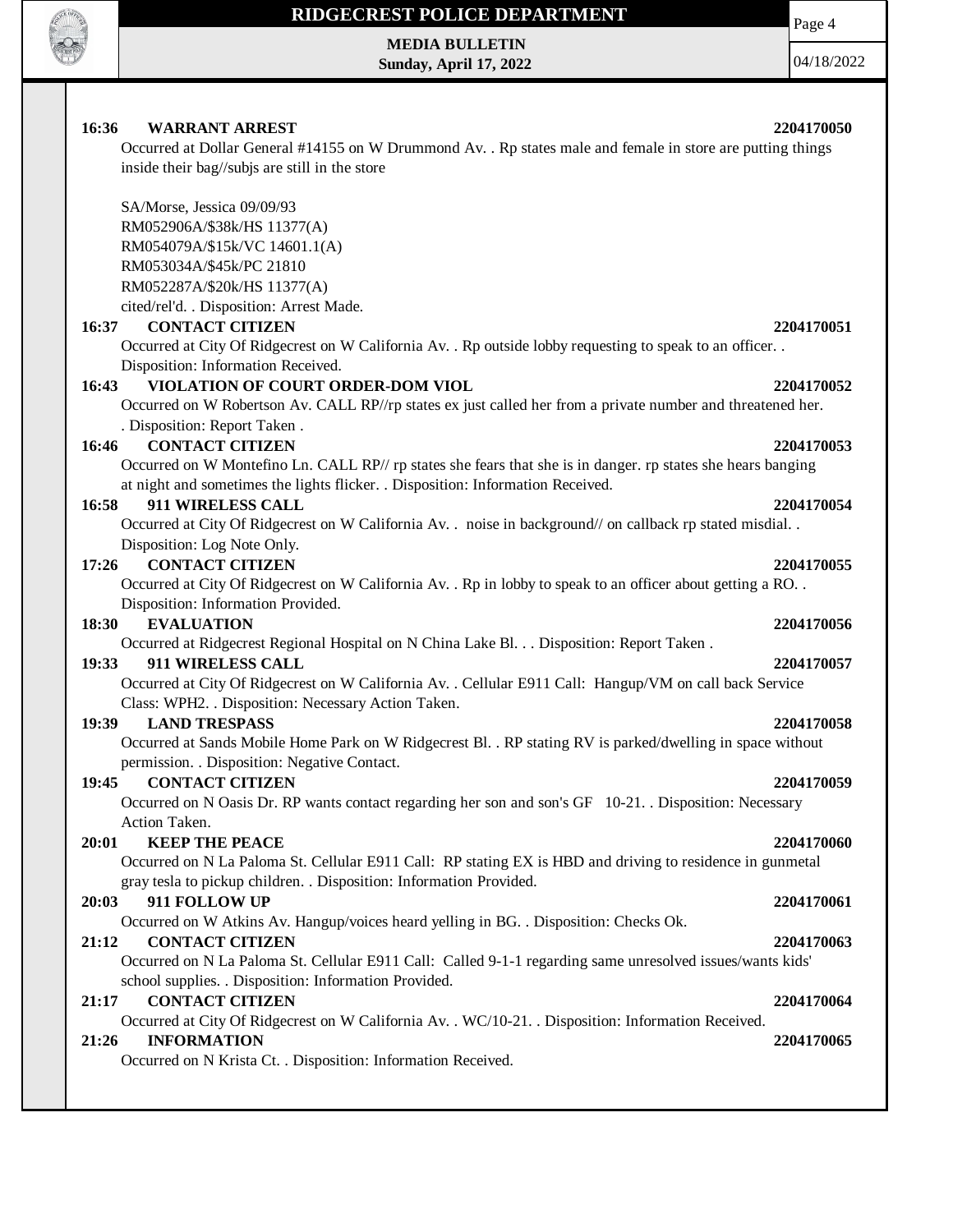**16:36 WARRANT ARREST** **2204170050**

Occurred at Dollar General #14155 on W Drummond Av. . Rp states male and female in store are putting things inside their bag//subjs are still in the store

SA/Morse, Jessica 09/09/93
RM052906A/$38k/HS 11377(A)
RM054079A/$15k/VC 14601.1(A)
RM053034A/$45k/PC 21810
RM052287A/$20k/HS 11377(A)
cited/rel'd. . Disposition: Arrest Made.

**16:37 CONTACT CITIZEN** **2204170051**

Occurred at City Of Ridgecrest on W California Av. . Rp outside lobby requesting to speak to an officer. . Disposition: Information Received.

**16:43 VIOLATION OF COURT ORDER-DOM VIOL** **2204170052**

Occurred on W Robertson Av. CALL RP//rp states ex just called her from a private number and threatened her. . Disposition: Report Taken .

**16:46 CONTACT CITIZEN** **2204170053**

Occurred on W Montefino Ln. CALL RP// rp states she fears that she is in danger. rp states she hears banging at night and sometimes the lights flicker. . Disposition: Information Received.

**16:58 911 WIRELESS CALL** **2204170054**

Occurred at City Of Ridgecrest on W California Av. . noise in background// on callback rp stated misdial. . Disposition: Log Note Only.

**17:26 CONTACT CITIZEN** **2204170055**

Occurred at City Of Ridgecrest on W California Av. . Rp in lobby to speak to an officer about getting a RO. . Disposition: Information Provided.

**18:30 EVALUATION** **2204170056**

Occurred at Ridgecrest Regional Hospital on N China Lake Bl. . . Disposition: Report Taken .

**19:33 911 WIRELESS CALL** **2204170057**

Occurred at City Of Ridgecrest on W California Av. . Cellular E911 Call: Hangup/VM on call back Service Class: WPH2. . Disposition: Necessary Action Taken.

**19:39 LAND TRESPASS** **2204170058**

Occurred at Sands Mobile Home Park on W Ridgecrest Bl. . RP stating RV is parked/dwelling in space without permission. . Disposition: Negative Contact.

**19:45 CONTACT CITIZEN** **2204170059**

Occurred on N Oasis Dr. RP wants contact regarding her son and son's GF 10-21. . Disposition: Necessary Action Taken.

**20:01 KEEP THE PEACE** **2204170060**

Occurred on N La Paloma St. Cellular E911 Call: RP stating EX is HBD and driving to residence in gunmetal gray tesla to pickup children. . Disposition: Information Provided.

**20:03 911 FOLLOW UP** **2204170061**

Occurred on W Atkins Av. Hangup/voices heard yelling in BG. . Disposition: Checks Ok.

**21:12 CONTACT CITIZEN** **2204170063**

Occurred on N La Paloma St. Cellular E911 Call: Called 9-1-1 regarding same unresolved issues/wants kids' school supplies. . Disposition: Information Provided.

**21:17 CONTACT CITIZEN** **2204170064**

Occurred at City Of Ridgecrest on W California Av. . WC/10-21. . Disposition: Information Received.

**21:26 INFORMATION** **2204170065**

Occurred on N Krista Ct. . Disposition: Information Received.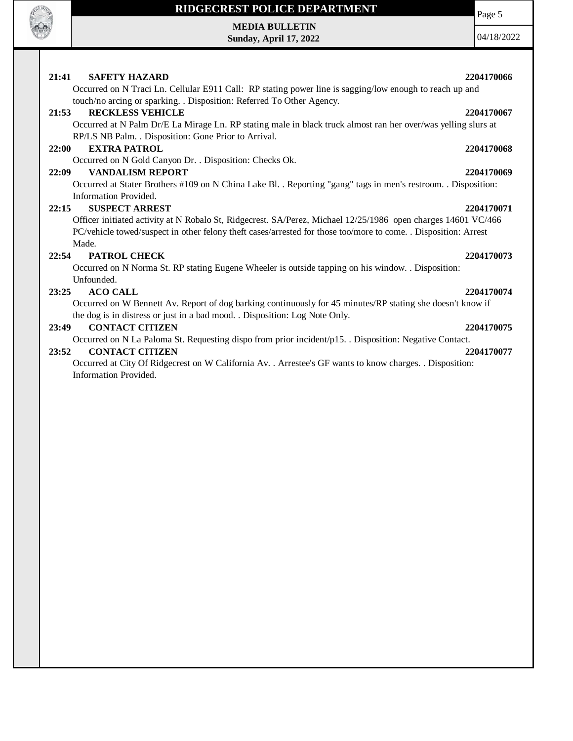**21:41 SAFETY HAZARD 2204170066**

Occurred on N Traci Ln. Cellular E911 Call: RP stating power line is sagging/low enough to reach up and touch/no arcing or sparking. . Disposition: Referred To Other Agency.

**21:53 RECKLESS VEHICLE 2204170067**

Occurred at N Palm Dr/E La Mirage Ln. RP stating male in black truck almost ran her over/was yelling slurs at RP/LS NB Palm. . Disposition: Gone Prior to Arrival.

**22:00 EXTRA PATROL 2204170068**

Occurred on N Gold Canyon Dr. . Disposition: Checks Ok.

**22:09 VANDALISM REPORT 2204170069**

Occurred at Stater Brothers #109 on N China Lake Bl. . Reporting "gang" tags in men's restroom. . Disposition: Information Provided.

**22:15 SUSPECT ARREST 2204170071**

Officer initiated activity at N Robalo St, Ridgecrest. SA/Perez, Michael 12/25/1986 open charges 14601 VC/466 PC/vehicle towed/suspect in other felony theft cases/arrested for those too/more to come. . Disposition: Arrest Made.

**22:54 PATROL CHECK 2204170073**

Occurred on N Norma St. RP stating Eugene Wheeler is outside tapping on his window. . Disposition: Unfounded.

**23:25 ACO CALL 2204170074**

Occurred on W Bennett Av. Report of dog barking continuously for 45 minutes/RP stating she doesn't know if the dog is in distress or just in a bad mood. . Disposition: Log Note Only.

**23:49 CONTACT CITIZEN 2204170075**

Occurred on N La Paloma St. Requesting dispo from prior incident/p15. . Disposition: Negative Contact.

**23:52 CONTACT CITIZEN 2204170077**

Occurred at City Of Ridgecrest on W California Av. . Arrestee's GF wants to know charges. . Disposition: Information Provided.